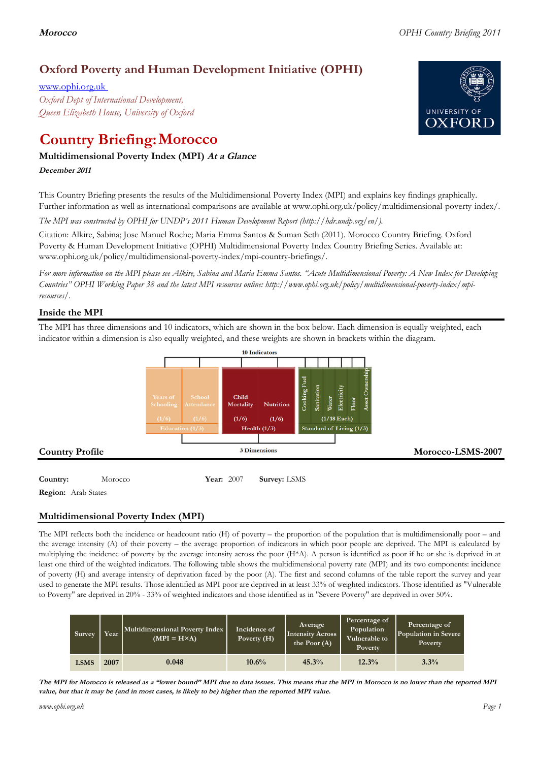# Oxford Poverty and Human Development Initiative (OPHI)

www.ophi.org.uk

*Oxford Dept of International Development, Queen Elizabeth House, University of Oxford*

UNIVERSITY OF OXFORD

# Country Briefing: Morocco

### Multidimensional Poverty Index (MPI) *At a Glance*

***December 2011***

This Country Briefing presents the results of the Multidimensional Poverty Index (MPI) and explains key findings graphically. Further information as well as international comparisons are available at www.ophi.org.uk/policy/multidimensional-poverty-index/.

*The MPI was constructed by OPHI for UNDP's 2011 Human Development Report (http://hdr.undp.org/en/).*

Citation: Alkire, Sabina; Jose Manuel Roche; Maria Emma Santos & Suman Seth (2011). Morocco Country Briefing. Oxford Poverty & Human Development Initiative (OPHI) Multidimensional Poverty Index Country Briefing Series. Available at: www.ophi.org.uk/policy/multidimensional-poverty-index/mpi-country-briefings/.

*For more information on the MPI please see Alkire, Sabina and Maria Emma Santos. "Acute Multidimensional Poverty: A New Index for Developing Countries" OPHI Working Paper 38 and the latest MPI resources online: http://www.ophi.org.uk/policy/multidimensional-poverty-index/mpi-resources/.*

## Inside the MPI

The MPI has three dimensions and 10 indicators, which are shown in the box below. Each dimension is equally weighted, each indicator within a dimension is also equally weighted, and these weights are shown in brackets within the diagram.

10 Indicators

| Education (1/3) | | Health (1/3) | | Standard of Living (1/3) | | | | | |
|---|---|---|---|---|---|---|---|---|---|
| Years of Schooling (1/6) | School Attendance (1/6) | Child Mortality (1/6) | Nutrition (1/6) | Cooking Fuel | Sanitation | Water | Electricity | Floor | Asset Ownership |
| | | | | (1/18 Each) | | | | | |

3 Dimensions

## Country Profile

**Morocco-LSMS-2007**

**Country:** Morocco **Year:** 2007 **Survey:** LSMS

**Region:** Arab States

## Multidimensional Poverty Index (MPI)

The MPI reflects both the incidence or headcount ratio (H) of poverty – the proportion of the population that is multidimensionally poor – and the average intensity (A) of their poverty – the average proportion of indicators in which poor people are deprived. The MPI is calculated by multiplying the incidence of poverty by the average intensity across the poor (H\*A). A person is identified as poor if he or she is deprived in at least one third of the weighted indicators. The following table shows the multidimensional poverty rate (MPI) and its two components: incidence of poverty (H) and average intensity of deprivation faced by the poor (A). The first and second columns of the table report the survey and year used to generate the MPI results. Those identified as MPI poor are deprived in at least 33% of weighted indicators. Those identified as "Vulnerable to Poverty" are deprived in 20% - 33% of weighted indicators and those identified as in "Severe Poverty" are deprived in over 50%.

| Survey | Year | Multidimensional Poverty Index (MPI = H×A) | Incidence of Poverty (H) | Average Intensity Across the Poor (A) | Percentage of Population Vulnerable to Poverty | Percentage of Population in Severe Poverty |
|---|---|---|---|---|---|---|
| LSMS | 2007 | 0.048 | 10.6% | 45.3% | 12.3% | 3.3% |

***The MPI for Morocco is released as a "lower bound" MPI due to data issues. This means that the MPI in Morocco is no lower than the reported MPI value, but that it may be (and in most cases, is likely to be) higher than the reported MPI value.***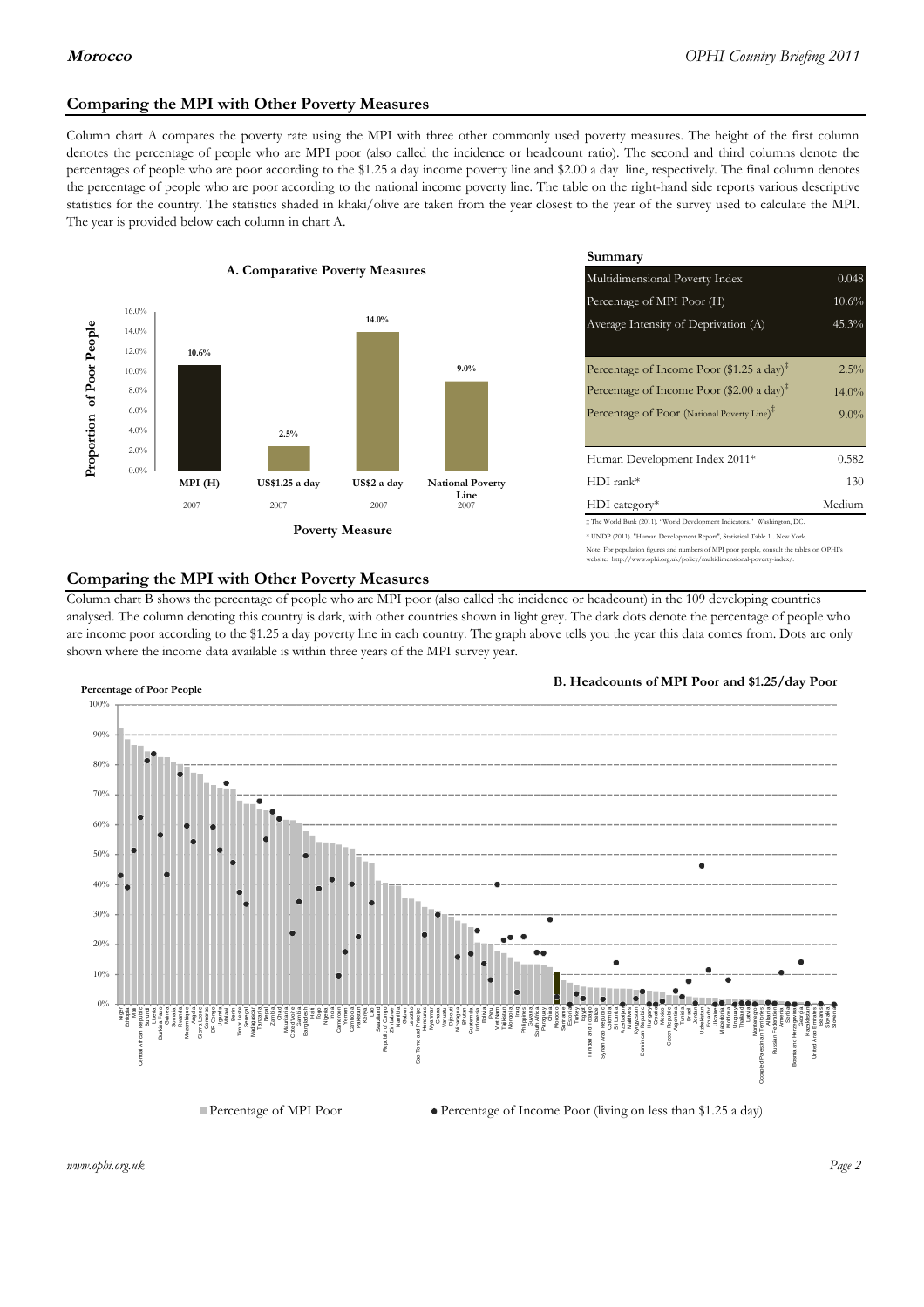## Comparing the MPI with Other Poverty Measures

Column chart A compares the poverty rate using the MPI with three other commonly used poverty measures. The height of the first column denotes the percentage of people who are MPI poor (also called the incidence or headcount ratio). The second and third columns denote the percentages of people who are poor according to the $1.25 a day income poverty line and $2.00 a day line, respectively. The final column denotes the percentage of people who are poor according to the national income poverty line. The table on the right-hand side reports various descriptive statistics for the country. The statistics shaded in khaki/olive are taken from the year closest to the year of the survey used to calculate the MPI. The year is provided below each column in chart A.

**A. Comparative Poverty Measures**

| Poverty Measure | Proportion of Poor People | Year |
|---|---|---|
| MPI (H) | 10.6% | 2007 |
| US$1.25 a day | 2.5% | 2007 |
| US$2 a day | 14.0% | 2007 |
| National Poverty Line | 9.0% | 2007 |

**Summary**

| | |
|---|---|
| Multidimensional Poverty Index | 0.048 |
| Percentage of MPI Poor (H) | 10.6% |
| Average Intensity of Deprivation (A) | 45.3% |
| Percentage of Income Poor ($1.25 a day)‡ | 2.5% |
| Percentage of Income Poor ($2.00 a day)‡ | 14.0% |
| Percentage of Poor (National Poverty Line)‡ | 9.0% |
| Human Development Index 2011* | 0.582 |
| HDI rank* | 130 |
| HDI category* | Medium |

‡ The World Bank (2011). "World Development Indicators." Washington, DC.

* UNDP (2011). "Human Development Report", Statistical Table 1 . New York.

Note: For population figures and numbers of MPI poor people, consult the tables on OPHI's website: http://www.ophi.org.uk/policy/multidimensional-poverty-index/.

## Comparing the MPI with Other Poverty Measures

Column chart B shows the percentage of people who are MPI poor (also called the incidence or headcount) in the 109 developing countries analysed. The column denoting this country is dark, with other countries shown in light grey. The dark dots denote the percentage of people who are income poor according to the $1.25 a day poverty line in each country. The graph above tells you the year this data comes from. Dots are only shown where the income data available is within three years of the MPI survey year.

**B. Headcounts of MPI Poor and $1.25/day Poor**

Percentage of Poor People

■ Percentage of MPI Poor ● Percentage of Income Poor (living on less than $1.25 a day)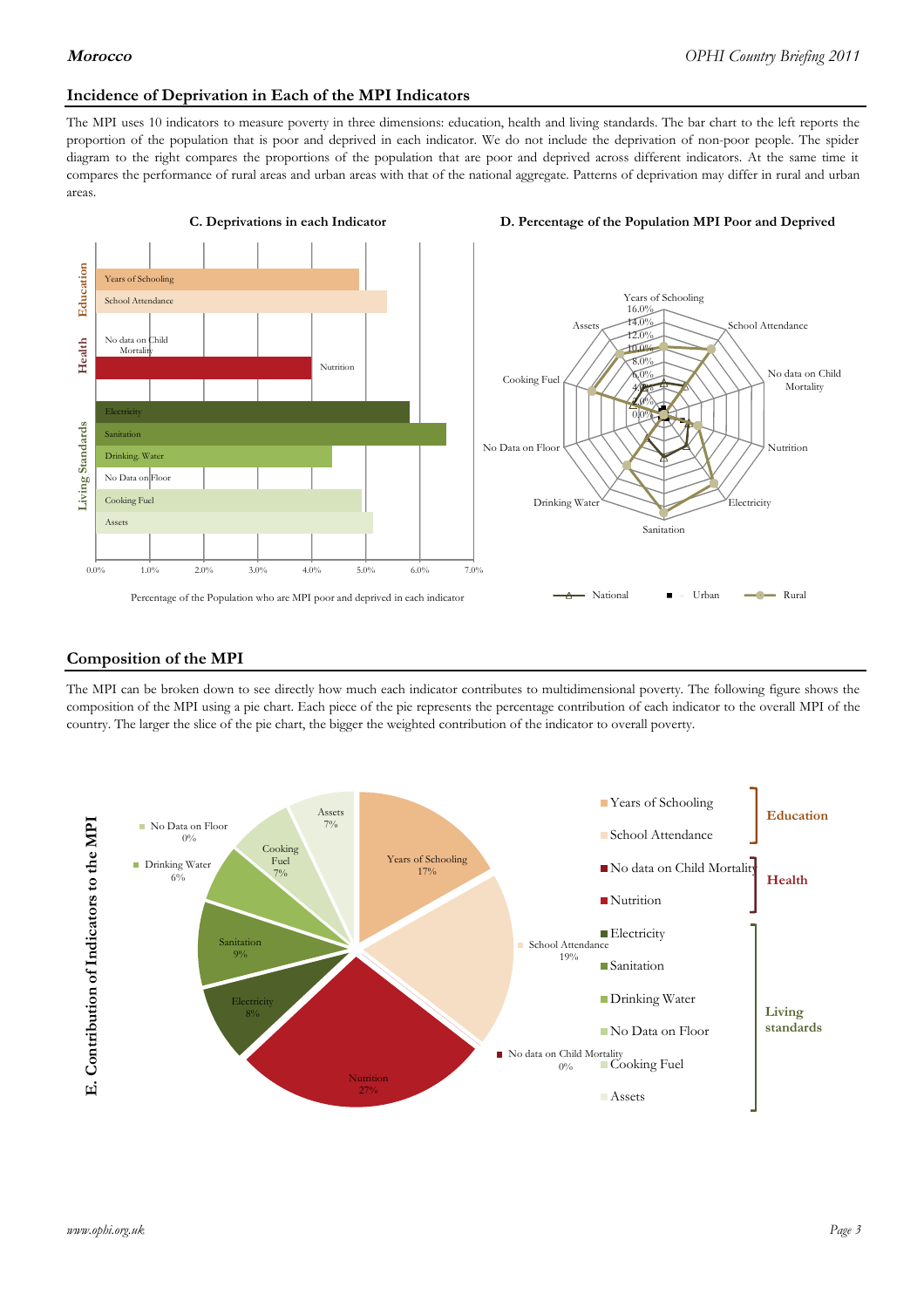## Incidence of Deprivation in Each of the MPI Indicators

The MPI uses 10 indicators to measure poverty in three dimensions: education, health and living standards. The bar chart to the left reports the proportion of the population that is poor and deprived in each indicator. We do not include the deprivation of non-poor people. The spider diagram to the right compares the proportions of the population that are poor and deprived across different indicators. At the same time it compares the performance of rural areas and urban areas with that of the national aggregate. Patterns of deprivation may differ in rural and urban areas.

**C. Deprivations in each Indicator**

Percentage of the Population who are MPI poor and deprived in each indicator

**D. Percentage of the Population MPI Poor and Deprived**

## Composition of the MPI

The MPI can be broken down to see directly how much each indicator contributes to multidimensional poverty. The following figure shows the composition of the MPI using a pie chart. Each piece of the pie represents the percentage contribution of each indicator to the overall MPI of the country. The larger the slice of the pie chart, the bigger the weighted contribution of the indicator to overall poverty.

**E. Contribution of Indicators to the MPI**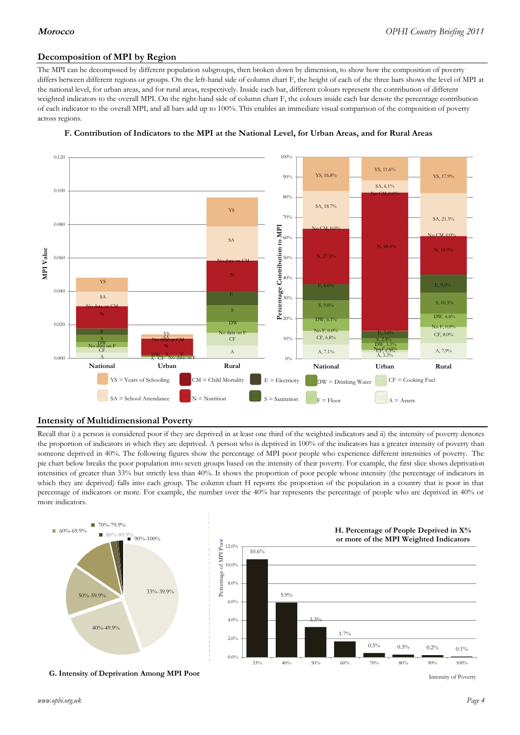## Decomposition of MPI by Region

The MPI can be decomposed by different population subgroups, then broken down by dimension, to show how the composition of poverty differs between different regions or groups. On the left-hand side of column chart F, the height of each of the three bars shows the level of MPI at the national level, for urban areas, and for rural areas, respectively. Inside each bar, different colours represent the contribution of different weighted indicators to the overall MPI. On the right-hand side of column chart F, the colours inside each bar denote the percentage contribution of each indicator to the overall MPI, and all bars add up to 100%. This enables an immediate visual comparison of the composition of poverty across regions.

**F. Contribution of Indicators to the MPI at the National Level, for Urban Areas, and for Rural Areas**

MPI Value
0.000
0.020
0.040
0.060
0.080
0.100
0.120
National
Urban
Rural
YS
SA
No data on CM
N
E
S
DW
No data on F
CF
A

Percentage Contribution to MPI
0%
10%
20%
30%
40%
50%
60%
70%
80%
90%
100%

National: YS, 16.8%; SA, 18.7%; No CM, 0.0%; N, 27.5%; E, 8.0%; S, 9.0%; DW, 6.1%; No F, 0.0%; CF, 6.8%; A, 7.1%

Urban: YS, 11.6%; SA, 6.1%; No CM, 0.0%; N, 68.4%; E, 3.6%; S, 2.4%; DW, 3.3%; No F, 0.0%; CF, 1.3%; A, 3.3%

Rural: YS, 17.9%; SA, 21.3%; No CM, 0.0%; N, 18.9%; E, 9.0%; S, 10.3%; DW, 6.6%; No F, 0.0%; CF, 8.0%; A, 7.9%

YS = Years of Schooling
CM = Child Mortality
E = Electricity
DW = Drinking Water
CF = Cooking Fuel
SA = School Attendance
N = Nutrition
S = Sanitation
F = Floor
A = Assets

## Intensity of Multidimensional Poverty

Recall that i) a person is considered poor if they are deprived in at least one third of the weighted indicators and ii) the intensity of poverty denotes the proportion of indicators in which they are deprived. A person who is deprived in 100% of the indicators has a greater intensity of poverty than someone deprived in 40%. The following figures show the percentage of MPI poor people who experience different intensities of poverty. The pie chart below breaks the poor population into seven groups based on the intensity of their poverty. For example, the first slice shows deprivation intensities of greater than 33% but strictly less than 40%. It shows the proportion of poor people whose intensity (the percentage of indicators in which they are deprived) falls into each group. The column chart H reports the proportion of the population in a country that is poor in that percentage of indicators or more. For example, the number over the 40% bar represents the percentage of people who are deprived in 40% or more indicators.

33%-39.9%
40%-49.9%
50%-59.9%
60%-69.9%
70%-79.9%
80%-89.9%
90%-100%

**G. Intensity of Deprivation Among MPI Poor**

**H. Percentage of People Deprived in X% or more of the MPI Weighted Indicators**

Percentage of MPI Poor
0.0%
2.0%
4.0%
6.0%
8.0%
10.0%
12.0%
33%: 10.6%
40%: 5.9%
50%: 3.3%
60%: 1.7%
70%: 0.5%
80%: 0.3%
90%: 0.2%
100%: 0.1%
Intensity of Poverty